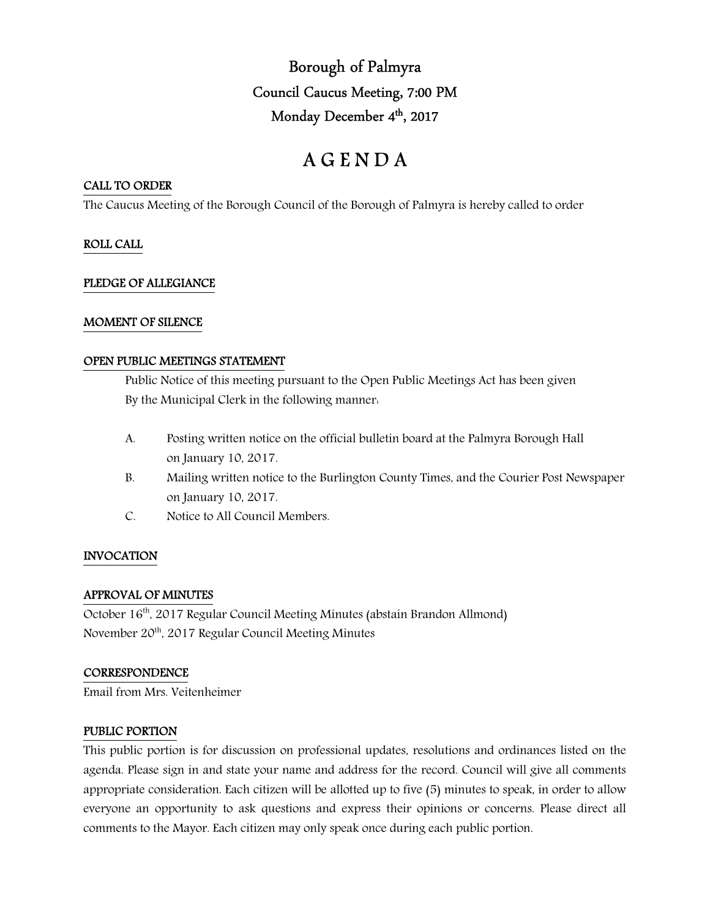# Borough of Palmyra

## Council Caucus Meeting, 7:00 PM

## Monday December 4th, 2017

# A G E N D A

**CALL TO ORDER**

The Caucus Meeting of the Borough Council of the Borough of Palmyra is hereby called to order

**ROLL CALL**

**PLEDGE OF ALLEGIANCE**

**MOMENT OF SILENCE**

**OPEN PUBLIC MEETINGS STATEMENT**

Public Notice of this meeting pursuant to the Open Public Meetings Act has been given By the Municipal Clerk in the following manner:

A. Posting written notice on the official bulletin board at the Palmyra Borough Hall on January 10, 2017.

B. Mailing written notice to the Burlington County Times, and the Courier Post Newspaper on January 10, 2017.

C. Notice to All Council Members.

**INVOCATION**

**APPROVAL OF MINUTES**

October 16th, 2017 Regular Council Meeting Minutes (abstain Brandon Allmond)
November 20th, 2017 Regular Council Meeting Minutes

**CORRESPONDENCE**

Email from Mrs. Veitenheimer

**PUBLIC PORTION**

This public portion is for discussion on professional updates, resolutions and ordinances listed on the agenda. Please sign in and state your name and address for the record. Council will give all comments appropriate consideration. Each citizen will be allotted up to five (5) minutes to speak, in order to allow everyone an opportunity to ask questions and express their opinions or concerns. Please direct all comments to the Mayor. Each citizen may only speak once during each public portion.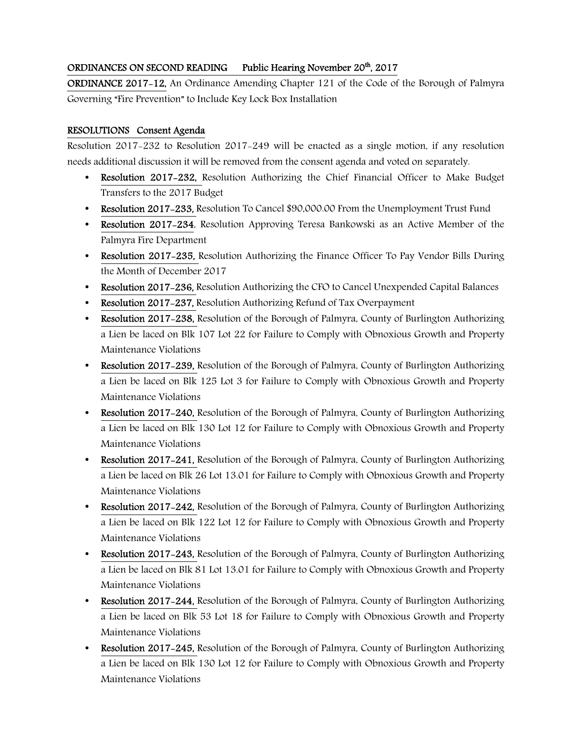**ORDINANCES ON SECOND READING Public Hearing November 20th, 2017**

**ORDINANCE 2017-12,** An Ordinance Amending Chapter 121 of the Code of the Borough of Palmyra Governing "Fire Prevention" to Include Key Lock Box Installation

**RESOLUTIONS Consent Agenda**

Resolution 2017-232 to Resolution 2017-249 will be enacted as a single motion, if any resolution needs additional discussion it will be removed from the consent agenda and voted on separately.

- **Resolution 2017-232,** Resolution Authorizing the Chief Financial Officer to Make Budget Transfers to the 2017 Budget
- **Resolution 2017-233,** Resolution To Cancel $90,000.00 From the Unemployment Trust Fund
- **Resolution 2017-234**, Resolution Approving Teresa Bankowski as an Active Member of the Palmyra Fire Department
- **Resolution 2017-235,** Resolution Authorizing the Finance Officer To Pay Vendor Bills During the Month of December 2017
- **Resolution 2017-236,** Resolution Authorizing the CFO to Cancel Unexpended Capital Balances
- **Resolution 2017-237,** Resolution Authorizing Refund of Tax Overpayment
- **Resolution 2017-238,** Resolution of the Borough of Palmyra, County of Burlington Authorizing a Lien be laced on Blk 107 Lot 22 for Failure to Comply with Obnoxious Growth and Property Maintenance Violations
- **Resolution 2017-239,** Resolution of the Borough of Palmyra, County of Burlington Authorizing a Lien be laced on Blk 125 Lot 3 for Failure to Comply with Obnoxious Growth and Property Maintenance Violations
- **Resolution 2017-240,** Resolution of the Borough of Palmyra, County of Burlington Authorizing a Lien be laced on Blk 130 Lot 12 for Failure to Comply with Obnoxious Growth and Property Maintenance Violations
- **Resolution 2017-241,** Resolution of the Borough of Palmyra, County of Burlington Authorizing a Lien be laced on Blk 26 Lot 13.01 for Failure to Comply with Obnoxious Growth and Property Maintenance Violations
- **Resolution 2017-242,** Resolution of the Borough of Palmyra, County of Burlington Authorizing a Lien be laced on Blk 122 Lot 12 for Failure to Comply with Obnoxious Growth and Property Maintenance Violations
- **Resolution 2017-243,** Resolution of the Borough of Palmyra, County of Burlington Authorizing a Lien be laced on Blk 81 Lot 13.01 for Failure to Comply with Obnoxious Growth and Property Maintenance Violations
- **Resolution 2017-244,** Resolution of the Borough of Palmyra, County of Burlington Authorizing a Lien be laced on Blk 53 Lot 18 for Failure to Comply with Obnoxious Growth and Property Maintenance Violations
- **Resolution 2017-245,** Resolution of the Borough of Palmyra, County of Burlington Authorizing a Lien be laced on Blk 130 Lot 12 for Failure to Comply with Obnoxious Growth and Property Maintenance Violations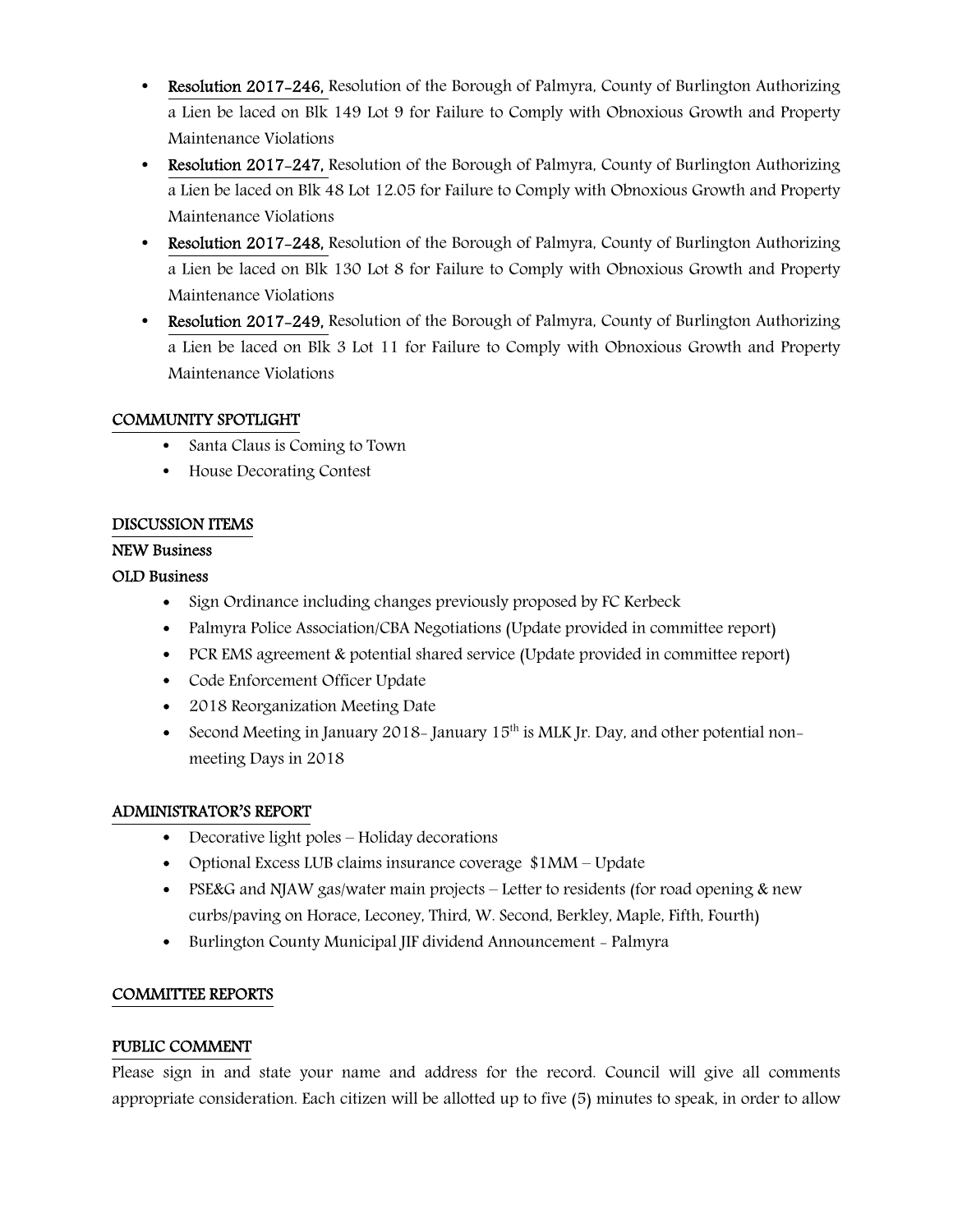- **Resolution 2017-246,** Resolution of the Borough of Palmyra, County of Burlington Authorizing a Lien be laced on Blk 149 Lot 9 for Failure to Comply with Obnoxious Growth and Property Maintenance Violations
- **Resolution 2017-247,** Resolution of the Borough of Palmyra, County of Burlington Authorizing a Lien be laced on Blk 48 Lot 12.05 for Failure to Comply with Obnoxious Growth and Property Maintenance Violations
- **Resolution 2017-248,** Resolution of the Borough of Palmyra, County of Burlington Authorizing a Lien be laced on Blk 130 Lot 8 for Failure to Comply with Obnoxious Growth and Property Maintenance Violations
- **Resolution 2017-249,** Resolution of the Borough of Palmyra, County of Burlington Authorizing a Lien be laced on Blk 3 Lot 11 for Failure to Comply with Obnoxious Growth and Property Maintenance Violations

## COMMUNITY SPOTLIGHT

- Santa Claus is Coming to Town
- House Decorating Contest

## DISCUSSION ITEMS

### NEW Business

### OLD Business

- Sign Ordinance including changes previously proposed by FC Kerbeck
- Palmyra Police Association/CBA Negotiations (Update provided in committee report)
- PCR EMS agreement & potential shared service (Update provided in committee report)
- Code Enforcement Officer Update
- 2018 Reorganization Meeting Date
- Second Meeting in January 2018- January 15th is MLK Jr. Day, and other potential non-meeting Days in 2018

## ADMINISTRATOR'S REPORT

- Decorative light poles – Holiday decorations
- Optional Excess LUB claims insurance coverage $1MM – Update
- PSE&G and NJAW gas/water main projects – Letter to residents (for road opening & new curbs/paving on Horace, Leconey, Third, W. Second, Berkley, Maple, Fifth, Fourth)
- Burlington County Municipal JIF dividend Announcement - Palmyra

## COMMITTEE REPORTS

## PUBLIC COMMENT

Please sign in and state your name and address for the record. Council will give all comments appropriate consideration. Each citizen will be allotted up to five (5) minutes to speak, in order to allow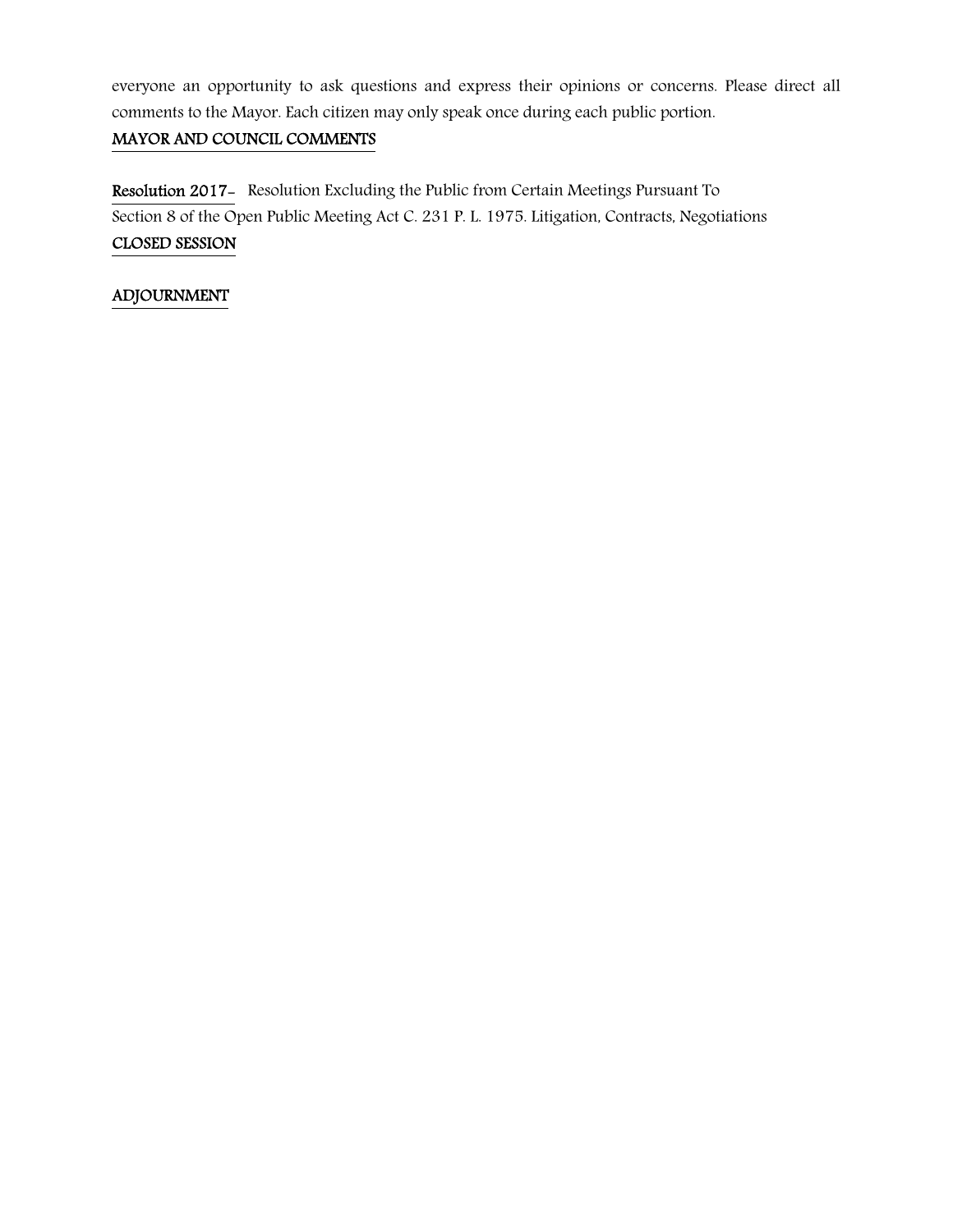everyone an opportunity to ask questions and express their opinions or concerns. Please direct all comments to the Mayor. Each citizen may only speak once during each public portion.

**MAYOR AND COUNCIL COMMENTS**

**Resolution 2017-** Resolution Excluding the Public from Certain Meetings Pursuant To Section 8 of the Open Public Meeting Act C. 231 P. L. 1975. Litigation, Contracts, Negotiations

**CLOSED SESSION**

**ADJOURNMENT**